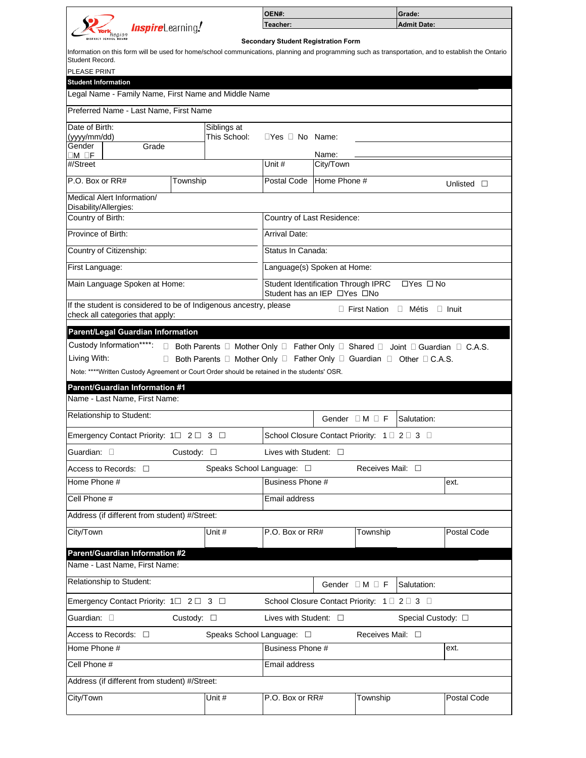| OEN#: | Grade: |
|---|---|
| Teacher: | Admit Date: |

InspireLearning!

**Secondary Student Registration Form**

Information on this form will be used for home/school communications, planning and programming such as transportation, and to establish the Ontario Student Record.

PLEASE PRINT

## Student Information

| | | | |
|---|---|---|---|
| Legal Name - Family Name, First Name and Middle Name | | | |
| Preferred Name - Last Name, First Name | | | |
| Date of Birth: (yyyy/mm/dd) | Siblings at This School: ☐Yes ☐ No | Name: | |
| Gender ☐M ☐F / Grade | | Name: | |
| #/Street | | Unit # | City/Town |
| P.O. Box or RR# / Township | | Postal Code | Home Phone # Unlisted ☐ |
| Medical Alert Information/ Disability/Allergies: | | | |
| Country of Birth: | | Country of Last Residence: | |
| Province of Birth: | | Arrival Date: | |
| Country of Citizenship: | | Status In Canada: | |
| First Language: | | Language(s) Spoken at Home: | |
| Main Language Spoken at Home: | | Student Identification Through IPRC ☐Yes ☐ No<br>Student has an IEP ☐Yes ☐No | |
| If the student is considered to be of Indigenous ancestry, please check all categories that apply: | | ☐ First Nation ☐ Métis ☐ Inuit | |

## Parent/Legal Guardian Information

Custody Information****: ☐ Both Parents ☐ Mother Only ☐ Father Only ☐ Shared ☐ Joint ☐ Guardian ☐ C.A.S.

Living With: ☐ Both Parents ☐ Mother Only ☐ Father Only ☐ Guardian ☐ Other ☐ C.A.S.

Note: ****Written Custody Agreement or Court Order should be retained in the students' OSR.

## Parent/Guardian Information #1

| | | | |
|---|---|---|---|
| Name - Last Name, First Name: | | | |
| Relationship to Student: | | Gender ☐M ☐ F | Salutation: |
| Emergency Contact Priority: 1☐ 2☐ 3 ☐ | | School Closure Contact Priority: 1☐ 2☐ 3 ☐ | |
| Guardian: ☐ | Custody: ☐ | Lives with Student: ☐ | |
| Access to Records: ☐ | Speaks School Language: ☐ | Receives Mail: ☐ | |
| Home Phone # | | Business Phone # | ext. |
| Cell Phone # | | Email address | |
| Address (if different from student) #/Street: | | | |
| City/Town | Unit # | P.O. Box or RR# / Township | Postal Code |

## Parent/Guardian Information #2

| | | | |
|---|---|---|---|
| Name - Last Name, First Name: | | | |
| Relationship to Student: | | Gender ☐M ☐ F | Salutation: |
| Emergency Contact Priority: 1☐ 2☐ 3 ☐ | | School Closure Contact Priority: 1☐ 2☐ 3 ☐ | |
| Guardian: ☐ | Custody: ☐ | Lives with Student: ☐ | Special Custody: ☐ |
| Access to Records: ☐ | Speaks School Language: ☐ | Receives Mail: ☐ | |
| Home Phone # | | Business Phone # | ext. |
| Cell Phone # | | Email address | |
| Address (if different from student) #/Street: | | | |
| City/Town | Unit # | P.O. Box or RR# / Township | Postal Code |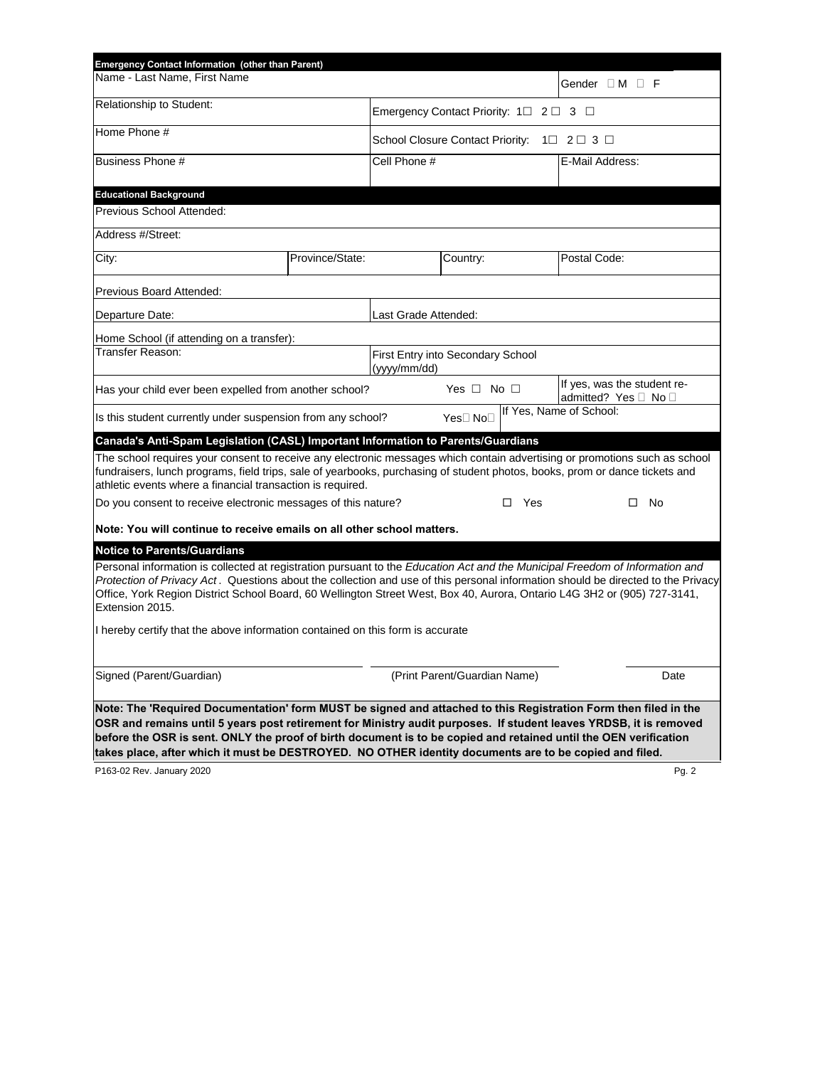## Emergency Contact Information (other than Parent)

| | | | |
|---|---|---|---|
| Name - Last Name, First Name | | | Gender ☐ M ☐ F |
| Relationship to Student: | Emergency Contact Priority: 1☐ 2☐ 3 ☐ | | |
| Home Phone # | School Closure Contact Priority: 1☐ 2☐ 3 ☐ | | |
| Business Phone # | Cell Phone # | | E-Mail Address: |

## Educational Background

| | | | | |
|---|---|---|---|---|
| Previous School Attended: | | | | |
| Address #/Street: | | | | |
| City: | Province/State: | Country: | | Postal Code: |
| Previous Board Attended: | | | | |
| Departure Date: | | Last Grade Attended: | | |
| Home School (if attending on a transfer): | | | | |
| Transfer Reason: | | First Entry into Secondary School (yyyy/mm/dd) | | |
| Has your child ever been expelled from another school? | | Yes ☐ No ☐ | | If yes, was the student re-admitted? Yes ☐ No ☐ |
| Is this student currently under suspension from any school? | | Yes☐ No☐ | If Yes, Name of School: | |

## Canada's Anti-Spam Legislation (CASL) Important Information to Parents/Guardians

The school requires your consent to receive any electronic messages which contain advertising or promotions such as school fundraisers, lunch programs, field trips, sale of yearbooks, purchasing of student photos, books, prom or dance tickets and athletic events where a financial transaction is required.

Do you consent to receive electronic messages of this nature? ☐ Yes ☐ No

**Note: You will continue to receive emails on all other school matters.**

## Notice to Parents/Guardians

Personal information is collected at registration pursuant to the *Education Act and the Municipal Freedom of Information and Protection of Privacy Act*. Questions about the collection and use of this personal information should be directed to the Privacy Office, York Region District School Board, 60 Wellington Street West, Box 40, Aurora, Ontario L4G 3H2 or (905) 727-3141, Extension 2015.

I hereby certify that the above information contained on this form is accurate

| Signed (Parent/Guardian) | (Print Parent/Guardian Name) | Date |
|---|---|---|

**Note: The 'Required Documentation' form MUST be signed and attached to this Registration Form then filed in the OSR and remains until 5 years post retirement for Ministry audit purposes. If student leaves YRDSB, it is removed before the OSR is sent. ONLY the proof of birth document is to be copied and retained until the OEN verification takes place, after which it must be DESTROYED. NO OTHER identity documents are to be copied and filed.**

P163-02 Rev. January 2020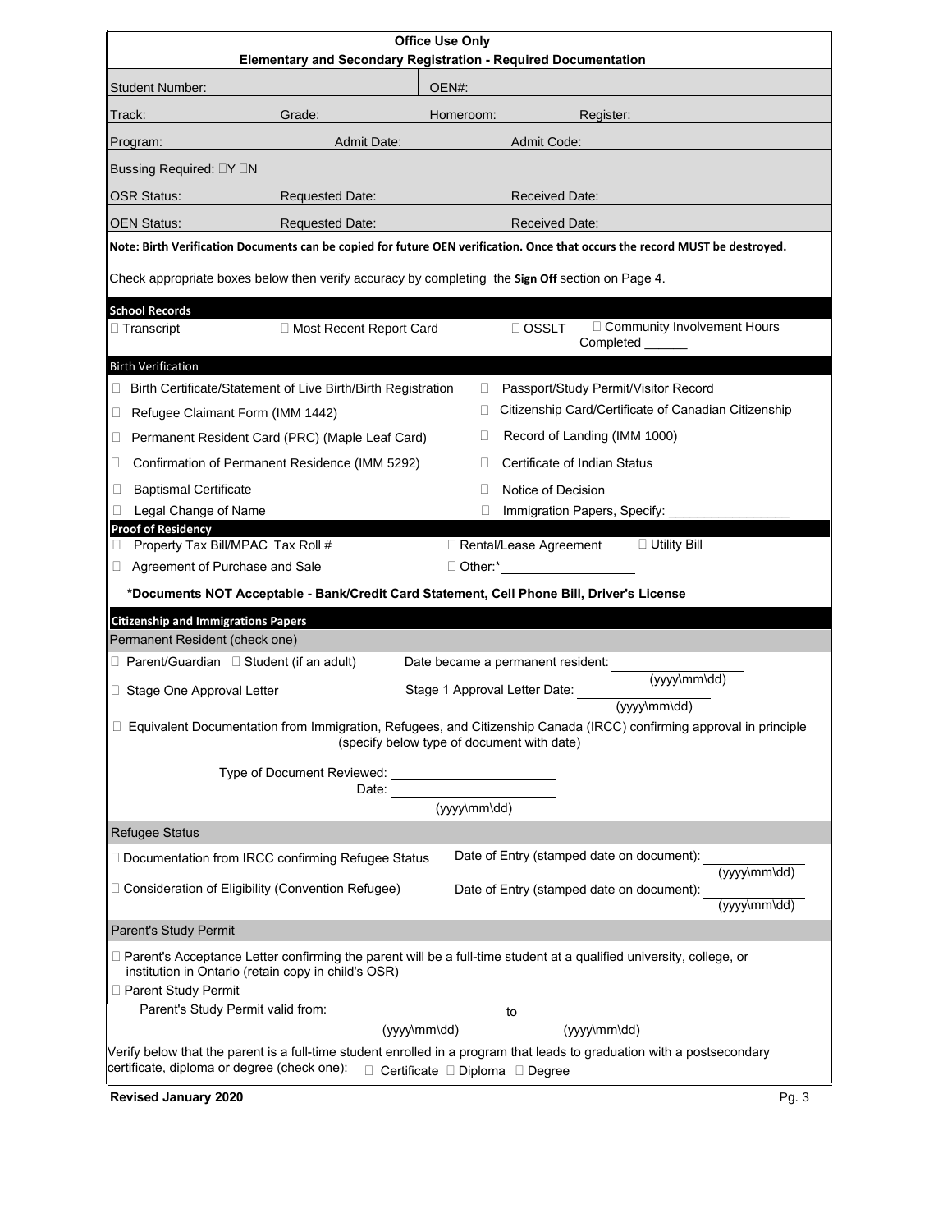**Office Use Only**

**Elementary and Secondary Registration - Required Documentation**

| Student Number: | | OEN#: | |
|---|---|---|---|
| Track: | Grade: | Homeroom: | Register: |
| Program: | Admit Date: | Admit Code: | |
| Bussing Required: ☐Y ☐N | | | |
| OSR Status: | Requested Date: | Received Date: | |
| OEN Status: | Requested Date: | Received Date: | |

**Note: Birth Verification Documents can be copied for future OEN verification. Once that occurs the record MUST be destroyed.**

Check appropriate boxes below then verify accuracy by completing the **Sign Off** section on Page 4.

## School Records

☐ Transcript ☐ Most Recent Report Card ☐ OSSLT ☐ Community Involvement Hours Completed ______

## Birth Verification

- ☐ Birth Certificate/Statement of Live Birth/Birth Registration
- ☐ Refugee Claimant Form (IMM 1442)
- ☐ Permanent Resident Card (PRC) (Maple Leaf Card)
- ☐ Confirmation of Permanent Residence (IMM 5292)
- ☐ Baptismal Certificate
- ☐ Legal Change of Name
- ☐ Passport/Study Permit/Visitor Record
- ☐ Citizenship Card/Certificate of Canadian Citizenship
- ☐ Record of Landing (IMM 1000)
- ☐ Certificate of Indian Status
- ☐ Notice of Decision
- ☐ Immigration Papers, Specify: ________________

## Proof of Residency

- ☐ Property Tax Bill/MPAC Tax Roll # __________
- ☐ Agreement of Purchase and Sale
- ☐ Rental/Lease Agreement
- ☐ Utility Bill
- ☐ Other:* ________________

***Documents NOT Acceptable - Bank/Credit Card Statement, Cell Phone Bill, Driver's License**

## Citizenship and Immigrations Papers

### Permanent Resident (check one)

☐ Parent/Guardian ☐ Student (if an adult)

Date became a permanent resident: ________________ (yyyy\mm\dd)

☐ Stage One Approval Letter

Stage 1 Approval Letter Date: ________________ (yyyy\mm\dd)

☐ Equivalent Documentation from Immigration, Refugees, and Citizenship Canada (IRCC) confirming approval in principle (specify below type of document with date)

Type of Document Reviewed: ____________________

Date: ____________________ (yyyy\mm\dd)

### Refugee Status

☐ Documentation from IRCC confirming Refugee Status

Date of Entry (stamped date on document): ____________ (yyyy\mm\dd)

☐ Consideration of Eligibility (Convention Refugee)

Date of Entry (stamped date on document): ____________ (yyyy\mm\dd)

### Parent's Study Permit

☐ Parent's Acceptance Letter confirming the parent will be a full-time student at a qualified university, college, or institution in Ontario (retain copy in child's OSR)

☐ Parent Study Permit

Parent's Study Permit valid from: ________________ (yyyy\mm\dd) to ________________ (yyyy\mm\dd)

Verify below that the parent is a full-time student enrolled in a program that leads to graduation with a postsecondary certificate, diploma or degree (check one): ☐ Certificate ☐ Diploma ☐ Degree

**Revised January 2020**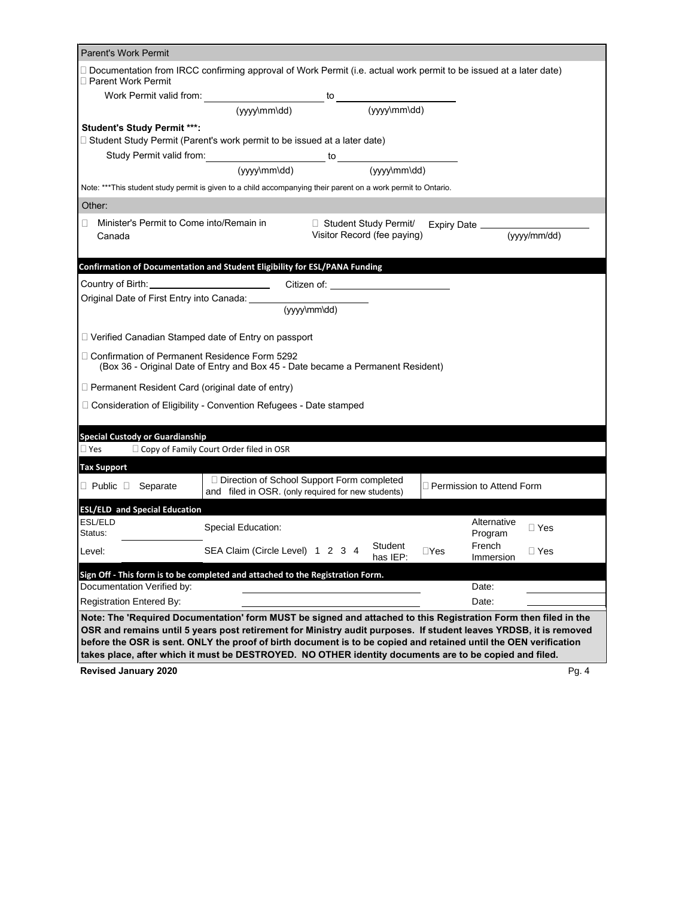## Parent's Work Permit

☐ Documentation from IRCC confirming approval of Work Permit (i.e. actual work permit to be issued at a later date)
☐ Parent Work Permit

Work Permit valid from: ____________ to ____________
(yyyy\mm\dd) (yyyy\mm\dd)

**Student's Study Permit \*\*\*:**

☐ Student Study Permit (Parent's work permit to be issued at a later date)

Study Permit valid from: ____________ to ____________
(yyyy\mm\dd) (yyyy\mm\dd)

Note: ***This student study permit is given to a child accompanying their parent on a work permit to Ontario.

## Other:

☐ Minister's Permit to Come into/Remain in Canada

☐ Student Study Permit/ Visitor Record (fee paying)

Expiry Date ____________ (yyyy/mm/dd)

## Confirmation of Documentation and Student Eligibility for ESL/PANA Funding

Country of Birth: ____________ Citizen of: ____________

Original Date of First Entry into Canada: ____________ (yyyy\mm\dd)

☐ Verified Canadian Stamped date of Entry on passport

☐ Confirmation of Permanent Residence Form 5292
(Box 36 - Original Date of Entry and Box 45 - Date became a Permanent Resident)

☐ Permanent Resident Card (original date of entry)

☐ Consideration of Eligibility - Convention Refugees - Date stamped

## Special Custody or Guardianship

☐ Yes ☐ Copy of Family Court Order filed in OSR

## Tax Support

| | | |
|---|---|---|
| ☐ Public ☐ Separate | ☐ Direction of School Support Form completed and filed in OSR. (only required for new students) | ☐ Permission to Attend Form |

## ESL/ELD and Special Education

| | | | | | | | | |
|---|---|---|---|---|---|---|---|---|
| ESL/ELD Status: | | Special Education: | | | | Alternative Program | ☐ Yes |
| Level: | | SEA Claim (Circle Level) 1 2 3 4 | Student has IEP: | ☐Yes | | French Immersion | ☐ Yes |

## Sign Off - This form is to be completed and attached to the Registration Form.

| | | | |
|---|---|---|---|
| Documentation Verified by: | ____________ | Date: | ____________ |
| Registration Entered By: | ____________ | Date: | ____________ |

**Note: The 'Required Documentation' form MUST be signed and attached to this Registration Form then filed in the OSR and remains until 5 years post retirement for Ministry audit purposes. If student leaves YRDSB, it is removed before the OSR is sent. ONLY the proof of birth document is to be copied and retained until the OEN verification takes place, after which it must be DESTROYED. NO OTHER identity documents are to be copied and filed.**

**Revised January 2020**